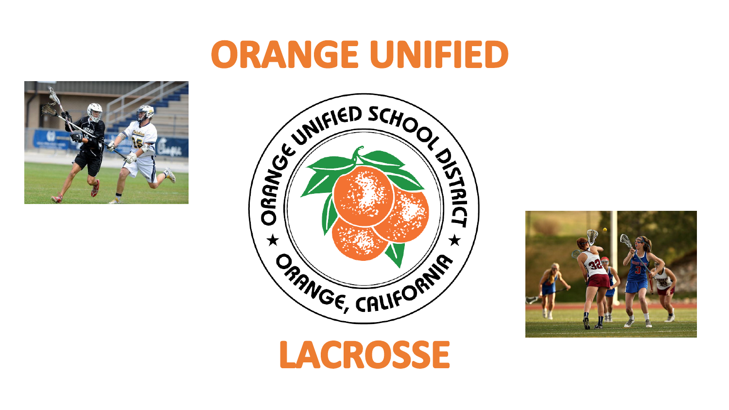# ORANGE UNIFIED

# LACROSSE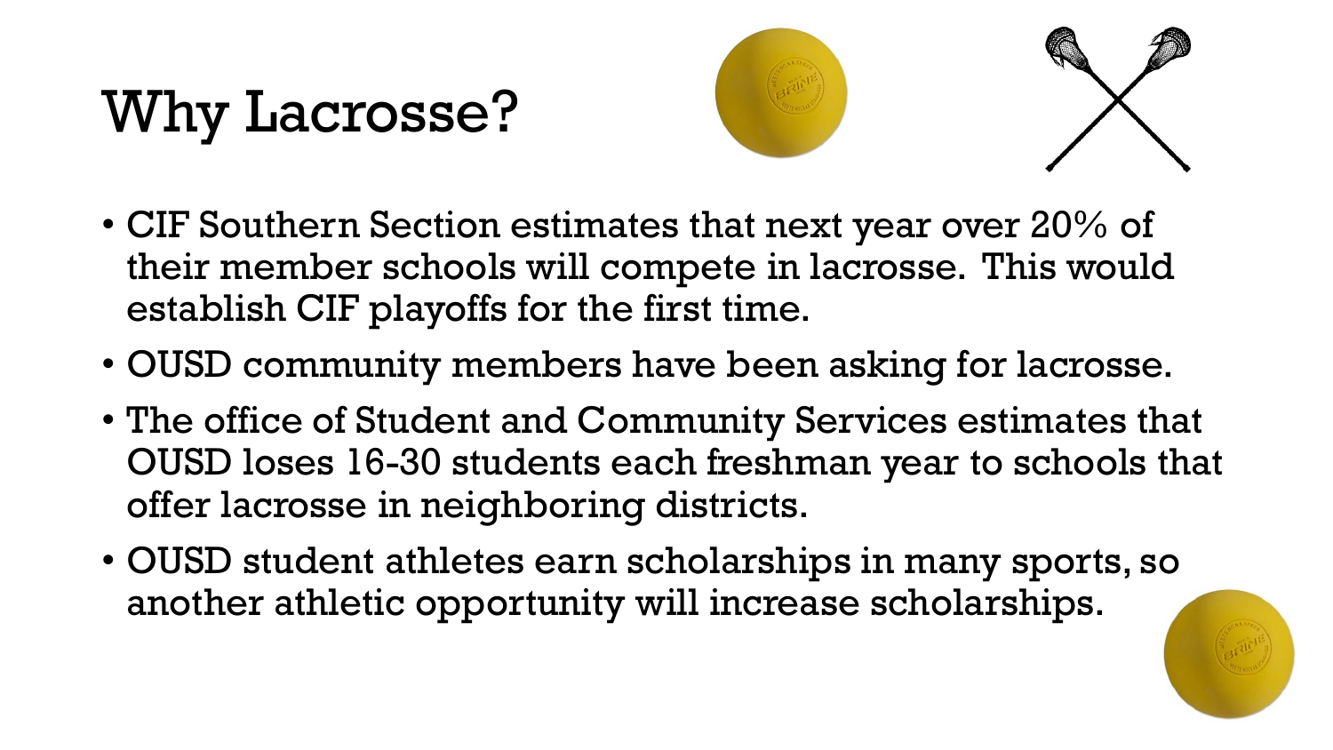# Why Lacrosse?

- CIF Southern Section estimates that next year over 20% of their member schools will compete in lacrosse. This would establish CIF playoffs for the first time.
- OUSD community members have been asking for lacrosse.
- The office of Student and Community Services estimates that OUSD loses 16-30 students each freshman year to schools that offer lacrosse in neighboring districts.
- OUSD student athletes earn scholarships in many sports, so another athletic opportunity will increase scholarships.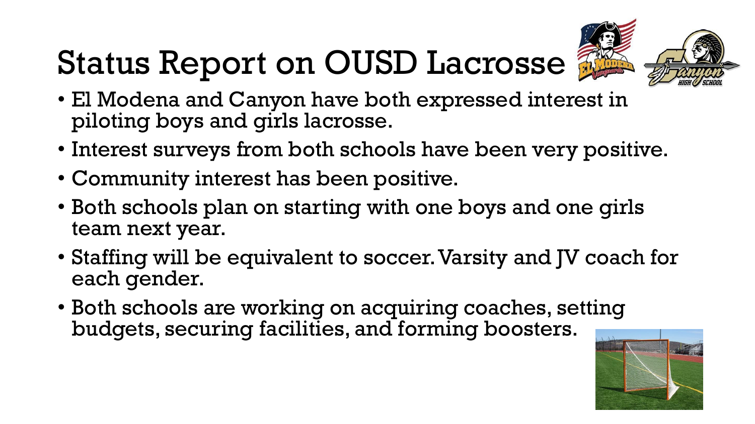# Status Report on OUSD Lacrosse

- El Modena and Canyon have both expressed interest in piloting boys and girls lacrosse.
- Interest surveys from both schools have been very positive.
- Community interest has been positive.
- Both schools plan on starting with one boys and one girls team next year.
- Staffing will be equivalent to soccer. Varsity and JV coach for each gender.
- Both schools are working on acquiring coaches, setting budgets, securing facilities, and forming boosters.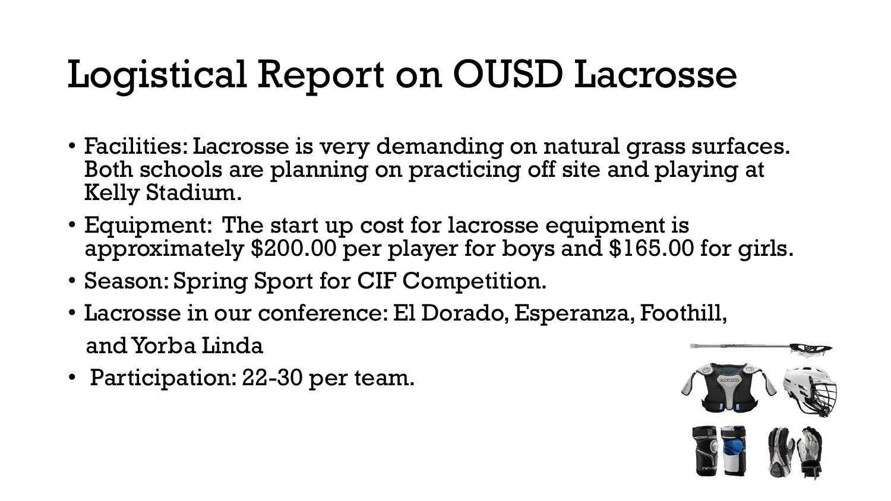# Logistical Report on OUSD Lacrosse

- Facilities: Lacrosse is very demanding on natural grass surfaces. Both schools are planning on practicing off site and playing at Kelly Stadium.
- Equipment: The start up cost for lacrosse equipment is approximately $200.00 per player for boys and $165.00 for girls.
- Season: Spring Sport for CIF Competition.
- Lacrosse in our conference: El Dorado, Esperanza, Foothill, and Yorba Linda
- Participation: 22-30 per team.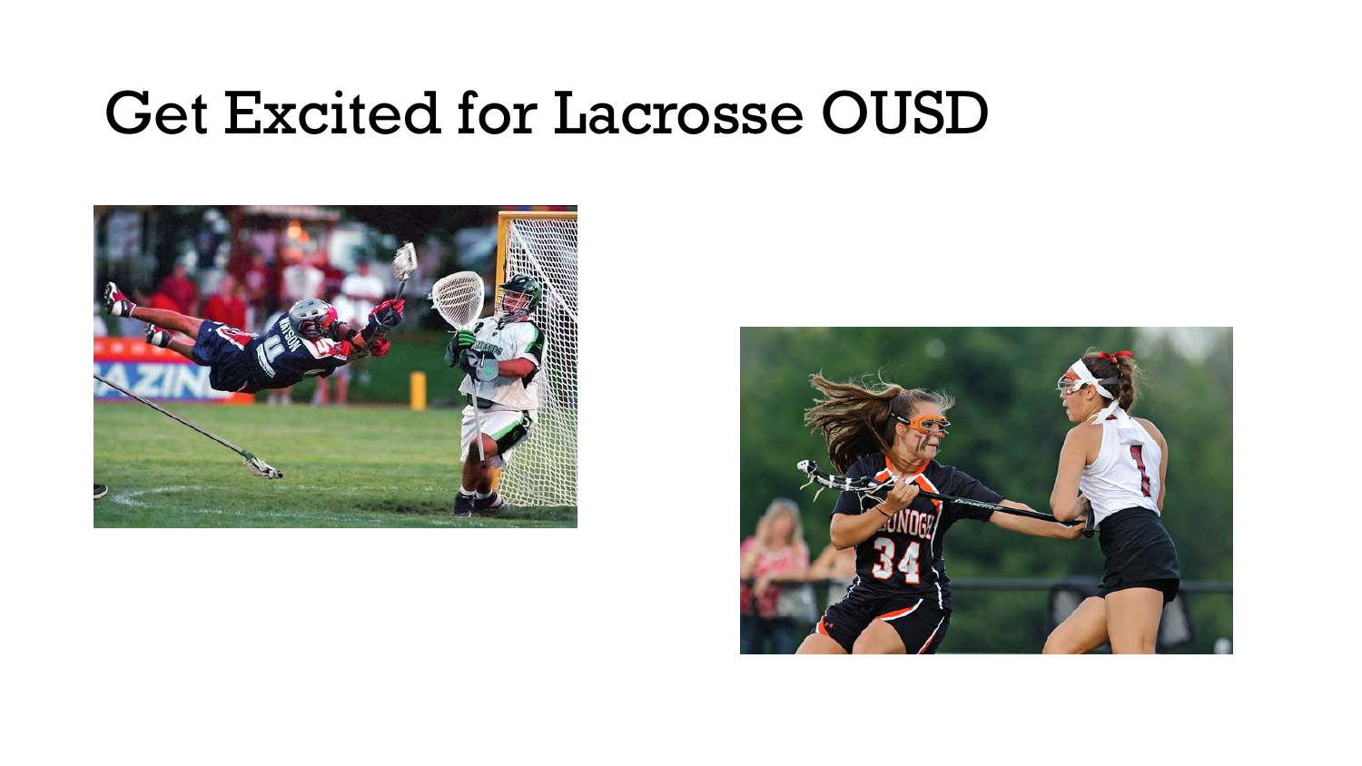# Get Excited for Lacrosse OUSD